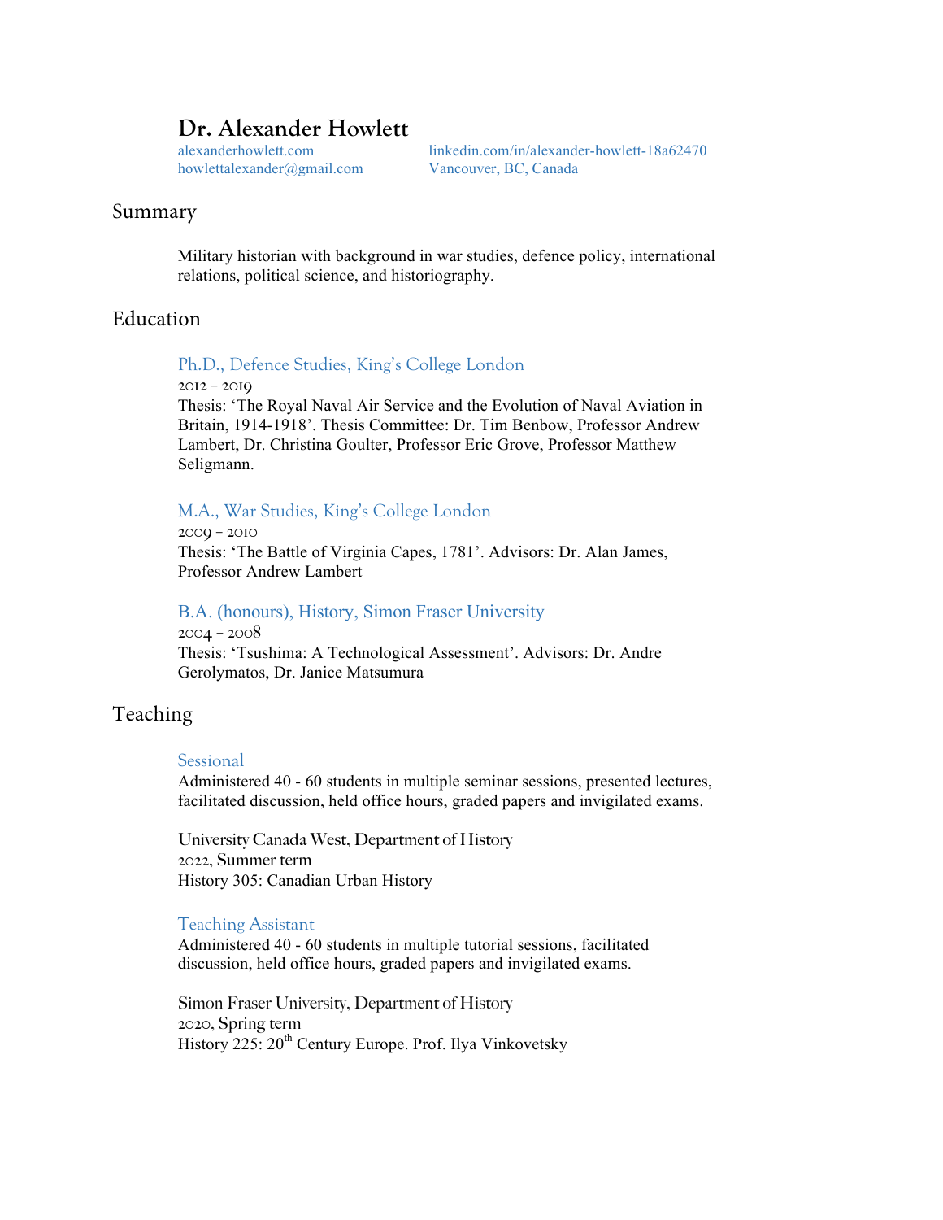# Dr. Alexander Howlett

alexanderhowlett.com
howlettalexander@gmail.com
linkedin.com/in/alexander-howlett-18a62470
Vancouver, BC, Canada

## Summary

Military historian with background in war studies, defence policy, international relations, political science, and historiography.

## Education

### Ph.D., Defence Studies, King's College London

2012 – 2019
Thesis: 'The Royal Naval Air Service and the Evolution of Naval Aviation in Britain, 1914-1918'. Thesis Committee: Dr. Tim Benbow, Professor Andrew Lambert, Dr. Christina Goulter, Professor Eric Grove, Professor Matthew Seligmann.

### M.A., War Studies, King's College London

2009 – 2010
Thesis: 'The Battle of Virginia Capes, 1781'. Advisors: Dr. Alan James, Professor Andrew Lambert

### B.A. (honours), History, Simon Fraser University

2004 – 2008
Thesis: 'Tsushima: A Technological Assessment'. Advisors: Dr. Andre Gerolymatos, Dr. Janice Matsumura

## Teaching

### Sessional

Administered 40 - 60 students in multiple seminar sessions, presented lectures, facilitated discussion, held office hours, graded papers and invigilated exams.

University Canada West, Department of History
2022, Summer term
History 305: Canadian Urban History

### Teaching Assistant

Administered 40 - 60 students in multiple tutorial sessions, facilitated discussion, held office hours, graded papers and invigilated exams.

Simon Fraser University, Department of History
2020, Spring term
History 225: 20th Century Europe. Prof. Ilya Vinkovetsky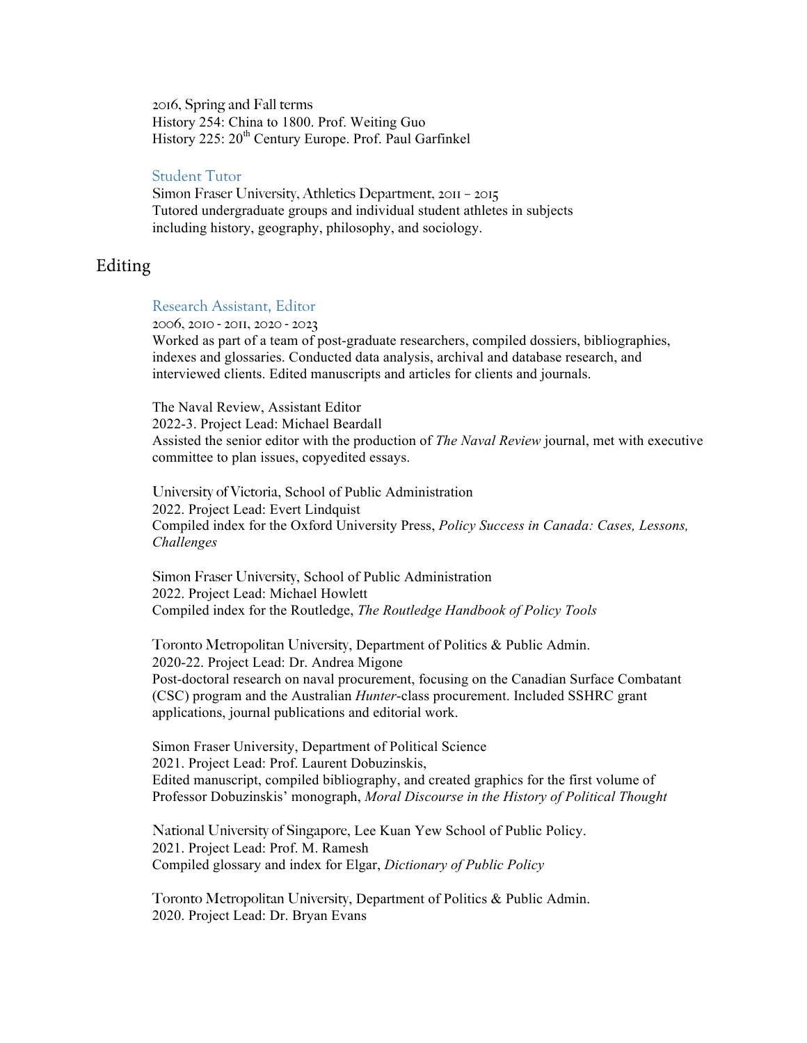2016, Spring and Fall terms
History 254: China to 1800. Prof. Weiting Guo
History 225: 20th Century Europe. Prof. Paul Garfinkel

### Student Tutor

Simon Fraser University, Athletics Department, 2011 – 2015
Tutored undergraduate groups and individual student athletes in subjects including history, geography, philosophy, and sociology.

## Editing

### Research Assistant, Editor

2006, 2010 - 2011, 2020 - 2023
Worked as part of a team of post-graduate researchers, compiled dossiers, bibliographies, indexes and glossaries. Conducted data analysis, archival and database research, and interviewed clients. Edited manuscripts and articles for clients and journals.

The Naval Review, Assistant Editor
2022-3. Project Lead: Michael Beardall
Assisted the senior editor with the production of *The Naval Review* journal, met with executive committee to plan issues, copyedited essays.

University of Victoria, School of Public Administration
2022. Project Lead: Evert Lindquist
Compiled index for the Oxford University Press, *Policy Success in Canada: Cases, Lessons, Challenges*

Simon Fraser University, School of Public Administration
2022. Project Lead: Michael Howlett
Compiled index for the Routledge, *The Routledge Handbook of Policy Tools*

Toronto Metropolitan University, Department of Politics & Public Admin.
2020-22. Project Lead: Dr. Andrea Migone
Post-doctoral research on naval procurement, focusing on the Canadian Surface Combatant (CSC) program and the Australian *Hunter*-class procurement. Included SSHRC grant applications, journal publications and editorial work.

Simon Fraser University, Department of Political Science
2021. Project Lead: Prof. Laurent Dobuzinskis,
Edited manuscript, compiled bibliography, and created graphics for the first volume of Professor Dobuzinskis' monograph, *Moral Discourse in the History of Political Thought*

National University of Singapore, Lee Kuan Yew School of Public Policy.
2021. Project Lead: Prof. M. Ramesh
Compiled glossary and index for Elgar, *Dictionary of Public Policy*

Toronto Metropolitan University, Department of Politics & Public Admin.
2020. Project Lead: Dr. Bryan Evans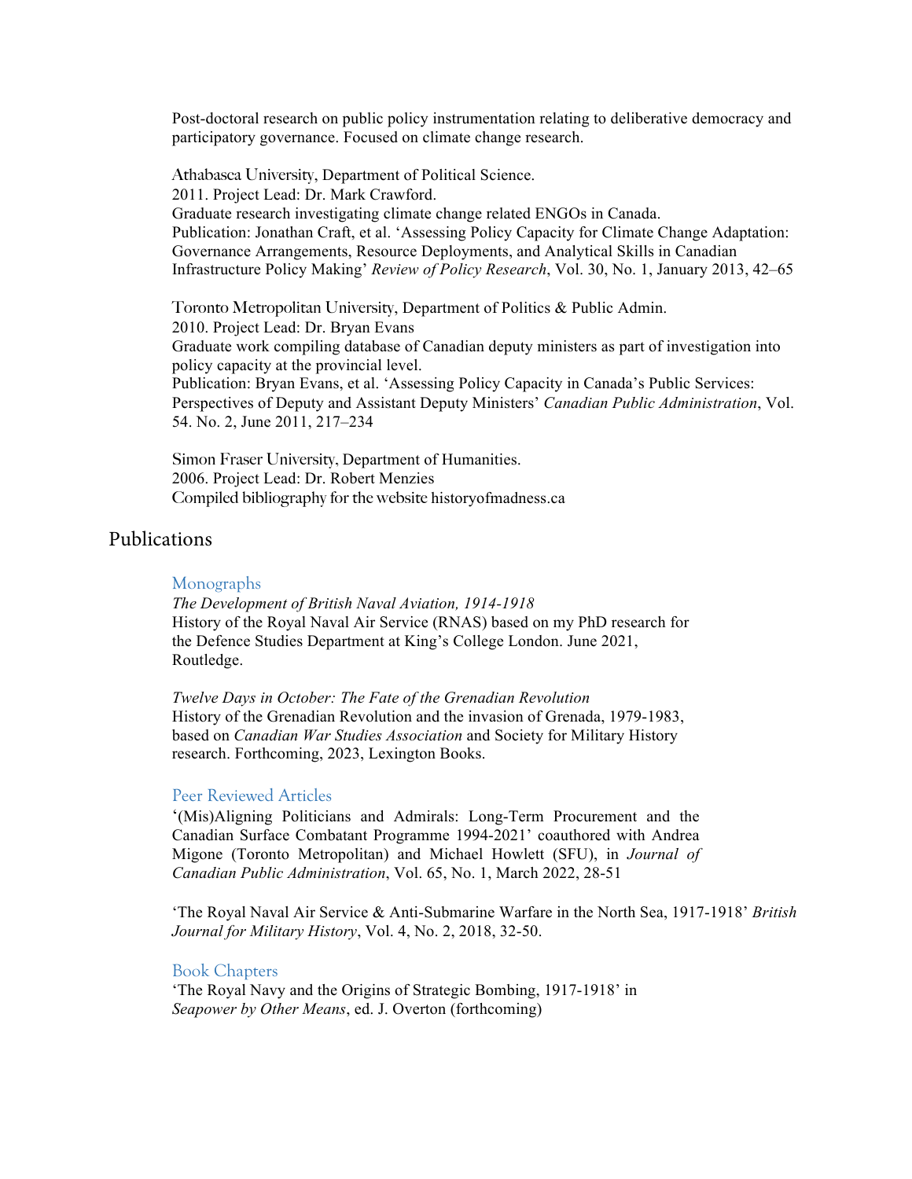Post-doctoral research on public policy instrumentation relating to deliberative democracy and participatory governance. Focused on climate change research.

Athabasca University, Department of Political Science.
2011. Project Lead: Dr. Mark Crawford.
Graduate research investigating climate change related ENGOs in Canada.
Publication: Jonathan Craft, et al. 'Assessing Policy Capacity for Climate Change Adaptation: Governance Arrangements, Resource Deployments, and Analytical Skills in Canadian Infrastructure Policy Making' *Review of Policy Research*, Vol. 30, No. 1, January 2013, 42–65

Toronto Metropolitan University, Department of Politics & Public Admin.
2010. Project Lead: Dr. Bryan Evans
Graduate work compiling database of Canadian deputy ministers as part of investigation into policy capacity at the provincial level.
Publication: Bryan Evans, et al. 'Assessing Policy Capacity in Canada's Public Services: Perspectives of Deputy and Assistant Deputy Ministers' *Canadian Public Administration*, Vol. 54. No. 2, June 2011, 217–234

Simon Fraser University, Department of Humanities.
2006. Project Lead: Dr. Robert Menzies
Compiled bibliography for the website historyofmadness.ca

## Publications

### Monographs

*The Development of British Naval Aviation, 1914-1918*
History of the Royal Naval Air Service (RNAS) based on my PhD research for the Defence Studies Department at King's College London. June 2021, Routledge.

*Twelve Days in October: The Fate of the Grenadian Revolution*
History of the Grenadian Revolution and the invasion of Grenada, 1979-1983, based on *Canadian War Studies Association* and Society for Military History research. Forthcoming, 2023, Lexington Books.

### Peer Reviewed Articles

'(Mis)Aligning Politicians and Admirals: Long-Term Procurement and the Canadian Surface Combatant Programme 1994-2021' coauthored with Andrea Migone (Toronto Metropolitan) and Michael Howlett (SFU), in *Journal of Canadian Public Administration*, Vol. 65, No. 1, March 2022, 28-51

'The Royal Naval Air Service & Anti-Submarine Warfare in the North Sea, 1917-1918' *British Journal for Military History*, Vol. 4, No. 2, 2018, 32-50.

### Book Chapters

'The Royal Navy and the Origins of Strategic Bombing, 1917-1918' in *Seapower by Other Means*, ed. J. Overton (forthcoming)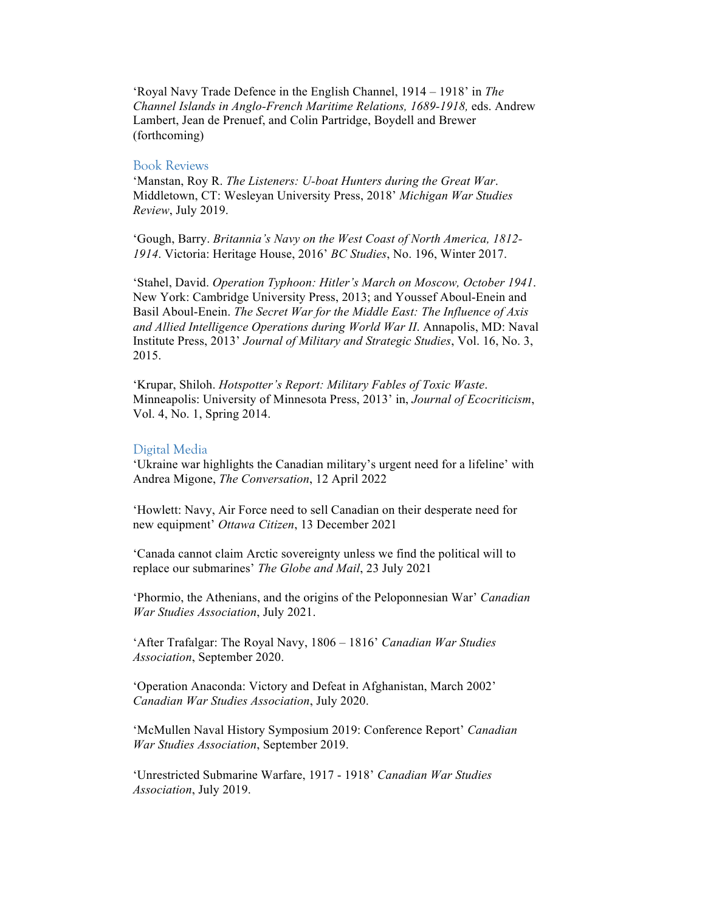'Royal Navy Trade Defence in the English Channel, 1914 – 1918' in *The Channel Islands in Anglo-French Maritime Relations, 1689-1918,* eds. Andrew Lambert, Jean de Prenuef, and Colin Partridge, Boydell and Brewer (forthcoming)

## Book Reviews

'Manstan, Roy R. *The Listeners: U-boat Hunters during the Great War*. Middletown, CT: Wesleyan University Press, 2018' *Michigan War Studies Review*, July 2019.

'Gough, Barry. *Britannia's Navy on the West Coast of North America, 1812-1914*. Victoria: Heritage House, 2016' *BC Studies*, No. 196, Winter 2017.

'Stahel, David. *Operation Typhoon: Hitler's March on Moscow, October 1941*. New York: Cambridge University Press, 2013; and Youssef Aboul-Enein and Basil Aboul-Enein. *The Secret War for the Middle East: The Influence of Axis and Allied Intelligence Operations during World War II.* Annapolis, MD: Naval Institute Press, 2013' *Journal of Military and Strategic Studies*, Vol. 16, No. 3, 2015.

'Krupar, Shiloh. *Hotspotter's Report: Military Fables of Toxic Waste*. Minneapolis: University of Minnesota Press, 2013' in, *Journal of Ecocriticism*, Vol. 4, No. 1, Spring 2014.

## Digital Media

'Ukraine war highlights the Canadian military's urgent need for a lifeline' with Andrea Migone, *The Conversation*, 12 April 2022

'Howlett: Navy, Air Force need to sell Canadian on their desperate need for new equipment' *Ottawa Citizen*, 13 December 2021

'Canada cannot claim Arctic sovereignty unless we find the political will to replace our submarines' *The Globe and Mail*, 23 July 2021

'Phormio, the Athenians, and the origins of the Peloponnesian War' *Canadian War Studies Association*, July 2021.

'After Trafalgar: The Royal Navy, 1806 – 1816' *Canadian War Studies Association*, September 2020.

'Operation Anaconda: Victory and Defeat in Afghanistan, March 2002' *Canadian War Studies Association*, July 2020.

'McMullen Naval History Symposium 2019: Conference Report' *Canadian War Studies Association*, September 2019.

'Unrestricted Submarine Warfare, 1917 - 1918' *Canadian War Studies Association*, July 2019.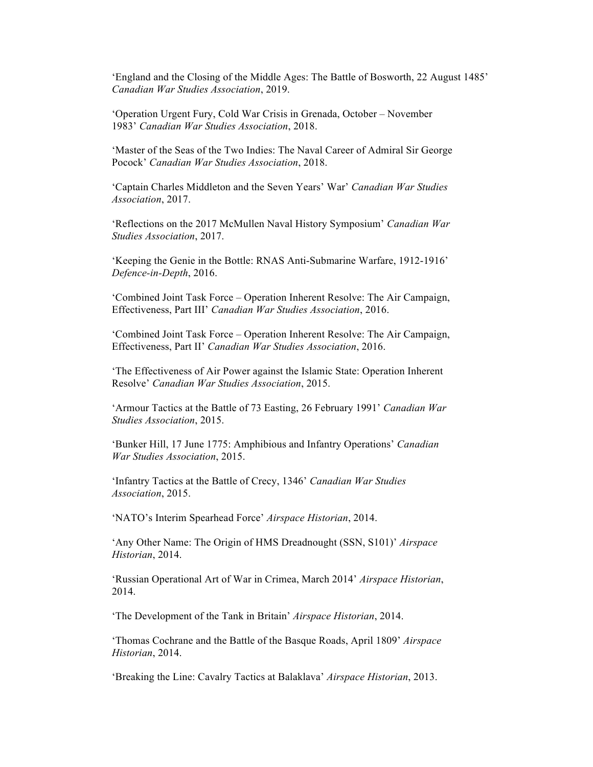‘England and the Closing of the Middle Ages: The Battle of Bosworth, 22 August 1485’ *Canadian War Studies Association*, 2019.

‘Operation Urgent Fury, Cold War Crisis in Grenada, October – November 1983’ *Canadian War Studies Association*, 2018.

‘Master of the Seas of the Two Indies: The Naval Career of Admiral Sir George Pocock’ *Canadian War Studies Association*, 2018.

‘Captain Charles Middleton and the Seven Years’ War’ *Canadian War Studies Association*, 2017.

‘Reflections on the 2017 McMullen Naval History Symposium’ *Canadian War Studies Association*, 2017.

‘Keeping the Genie in the Bottle: RNAS Anti-Submarine Warfare, 1912-1916’ *Defence-in-Depth*, 2016.

‘Combined Joint Task Force – Operation Inherent Resolve: The Air Campaign, Effectiveness, Part III’ *Canadian War Studies Association*, 2016.

‘Combined Joint Task Force – Operation Inherent Resolve: The Air Campaign, Effectiveness, Part II’ *Canadian War Studies Association*, 2016.

‘The Effectiveness of Air Power against the Islamic State: Operation Inherent Resolve’ *Canadian War Studies Association*, 2015.

‘Armour Tactics at the Battle of 73 Easting, 26 February 1991’ *Canadian War Studies Association*, 2015.

‘Bunker Hill, 17 June 1775: Amphibious and Infantry Operations’ *Canadian War Studies Association*, 2015.

‘Infantry Tactics at the Battle of Crecy, 1346’ *Canadian War Studies Association*, 2015.

‘NATO’s Interim Spearhead Force’ *Airspace Historian*, 2014.

‘Any Other Name: The Origin of HMS Dreadnought (SSN, S101)’ *Airspace Historian*, 2014.

‘Russian Operational Art of War in Crimea, March 2014’ *Airspace Historian*, 2014.

‘The Development of the Tank in Britain’ *Airspace Historian*, 2014.

‘Thomas Cochrane and the Battle of the Basque Roads, April 1809’ *Airspace Historian*, 2014.

‘Breaking the Line: Cavalry Tactics at Balaklava’ *Airspace Historian*, 2013.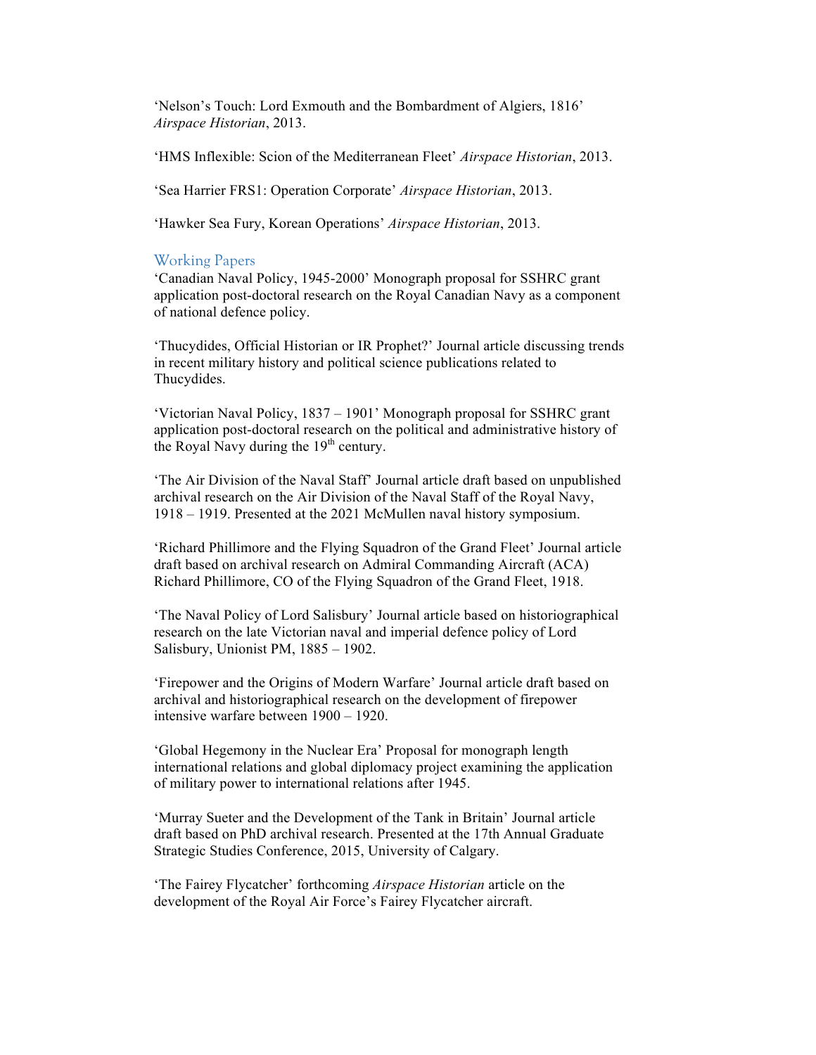'Nelson's Touch: Lord Exmouth and the Bombardment of Algiers, 1816' *Airspace Historian*, 2013.

'HMS Inflexible: Scion of the Mediterranean Fleet' *Airspace Historian*, 2013.

'Sea Harrier FRS1: Operation Corporate' *Airspace Historian*, 2013.

'Hawker Sea Fury, Korean Operations' *Airspace Historian*, 2013.

## Working Papers

'Canadian Naval Policy, 1945-2000' Monograph proposal for SSHRC grant application post-doctoral research on the Royal Canadian Navy as a component of national defence policy.

'Thucydides, Official Historian or IR Prophet?' Journal article discussing trends in recent military history and political science publications related to Thucydides.

'Victorian Naval Policy, 1837 – 1901' Monograph proposal for SSHRC grant application post-doctoral research on the political and administrative history of the Royal Navy during the 19th century.

'The Air Division of the Naval Staff' Journal article draft based on unpublished archival research on the Air Division of the Naval Staff of the Royal Navy, 1918 – 1919. Presented at the 2021 McMullen naval history symposium.

'Richard Phillimore and the Flying Squadron of the Grand Fleet' Journal article draft based on archival research on Admiral Commanding Aircraft (ACA) Richard Phillimore, CO of the Flying Squadron of the Grand Fleet, 1918.

'The Naval Policy of Lord Salisbury' Journal article based on historiographical research on the late Victorian naval and imperial defence policy of Lord Salisbury, Unionist PM, 1885 – 1902.

'Firepower and the Origins of Modern Warfare' Journal article draft based on archival and historiographical research on the development of firepower intensive warfare between 1900 – 1920.

'Global Hegemony in the Nuclear Era' Proposal for monograph length international relations and global diplomacy project examining the application of military power to international relations after 1945.

'Murray Sueter and the Development of the Tank in Britain' Journal article draft based on PhD archival research. Presented at the 17th Annual Graduate Strategic Studies Conference, 2015, University of Calgary.

'The Fairey Flycatcher' forthcoming *Airspace Historian* article on the development of the Royal Air Force's Fairey Flycatcher aircraft.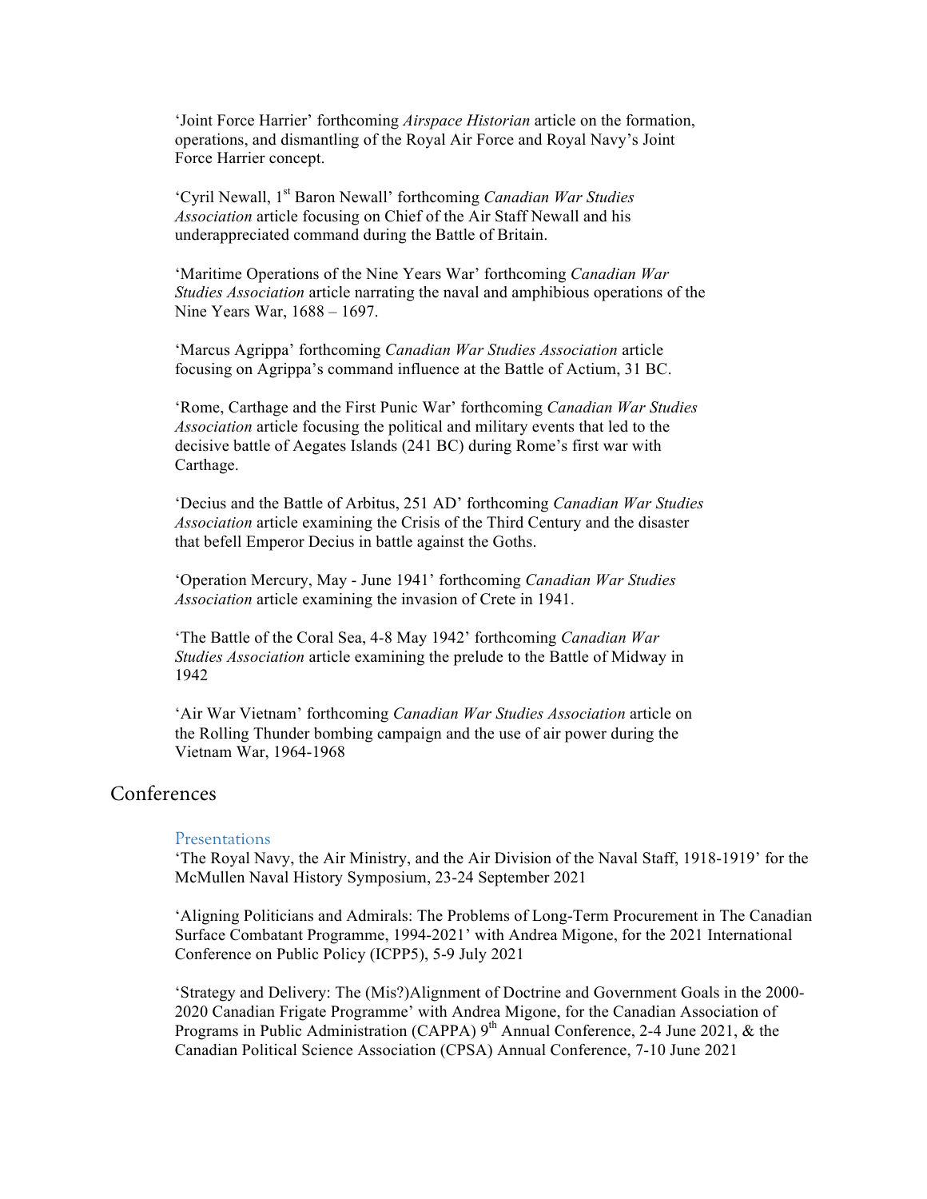'Joint Force Harrier' forthcoming *Airspace Historian* article on the formation, operations, and dismantling of the Royal Air Force and Royal Navy's Joint Force Harrier concept.

'Cyril Newall, 1st Baron Newall' forthcoming *Canadian War Studies Association* article focusing on Chief of the Air Staff Newall and his underappreciated command during the Battle of Britain.

'Maritime Operations of the Nine Years War' forthcoming *Canadian War Studies Association* article narrating the naval and amphibious operations of the Nine Years War, 1688 – 1697.

'Marcus Agrippa' forthcoming *Canadian War Studies Association* article focusing on Agrippa's command influence at the Battle of Actium, 31 BC.

'Rome, Carthage and the First Punic War' forthcoming *Canadian War Studies Association* article focusing the political and military events that led to the decisive battle of Aegates Islands (241 BC) during Rome's first war with Carthage.

'Decius and the Battle of Arbitus, 251 AD' forthcoming *Canadian War Studies Association* article examining the Crisis of the Third Century and the disaster that befell Emperor Decius in battle against the Goths.

'Operation Mercury, May - June 1941' forthcoming *Canadian War Studies Association* article examining the invasion of Crete in 1941.

'The Battle of the Coral Sea, 4-8 May 1942' forthcoming *Canadian War Studies Association* article examining the prelude to the Battle of Midway in 1942

'Air War Vietnam' forthcoming *Canadian War Studies Association* article on the Rolling Thunder bombing campaign and the use of air power during the Vietnam War, 1964-1968

## Conferences

### Presentations

'The Royal Navy, the Air Ministry, and the Air Division of the Naval Staff, 1918-1919' for the McMullen Naval History Symposium, 23-24 September 2021

'Aligning Politicians and Admirals: The Problems of Long-Term Procurement in The Canadian Surface Combatant Programme, 1994-2021' with Andrea Migone, for the 2021 International Conference on Public Policy (ICPP5), 5-9 July 2021

'Strategy and Delivery: The (Mis?)Alignment of Doctrine and Government Goals in the 2000-2020 Canadian Frigate Programme' with Andrea Migone, for the Canadian Association of Programs in Public Administration (CAPPA) 9th Annual Conference, 2-4 June 2021, & the Canadian Political Science Association (CPSA) Annual Conference, 7-10 June 2021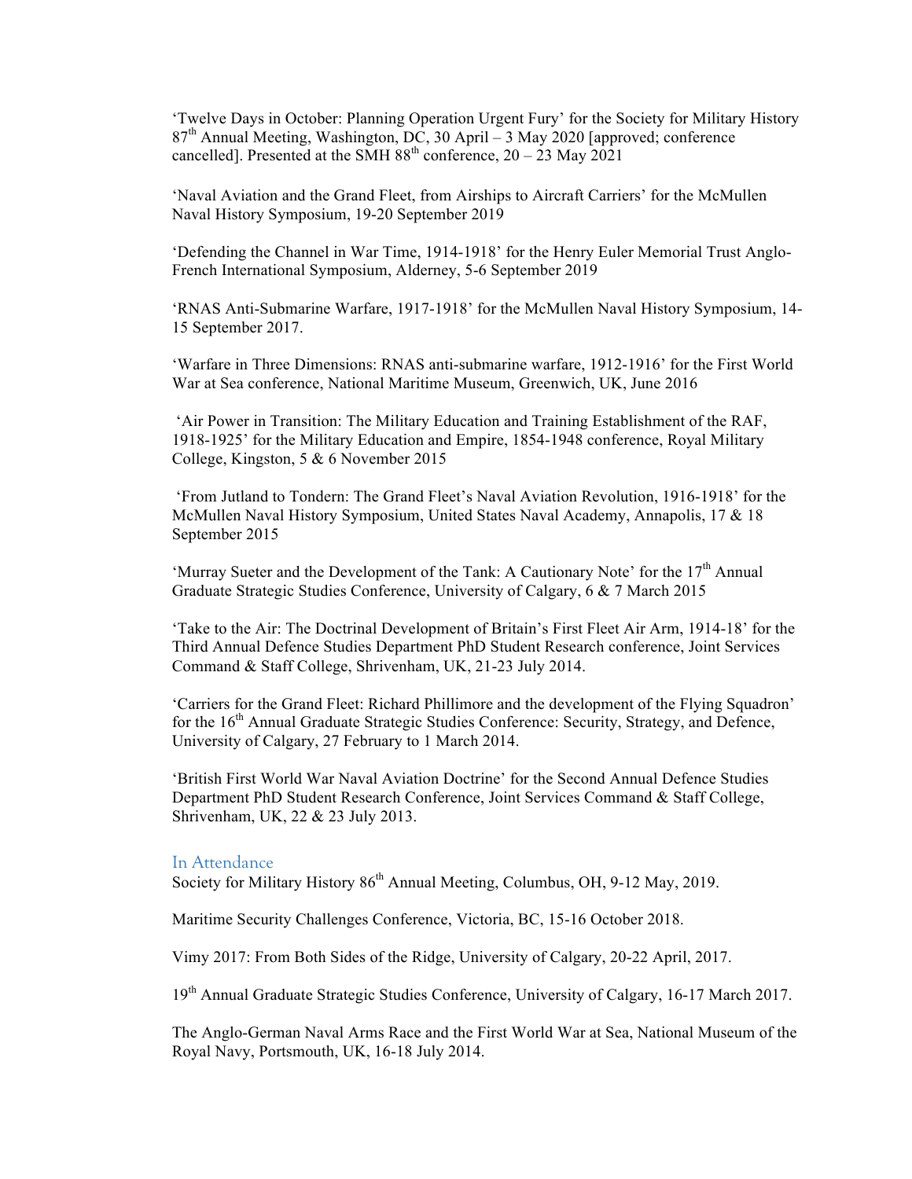'Twelve Days in October: Planning Operation Urgent Fury' for the Society for Military History 87th Annual Meeting, Washington, DC, 30 April – 3 May 2020 [approved; conference cancelled]. Presented at the SMH 88th conference, 20 – 23 May 2021

'Naval Aviation and the Grand Fleet, from Airships to Aircraft Carriers' for the McMullen Naval History Symposium, 19-20 September 2019

'Defending the Channel in War Time, 1914-1918' for the Henry Euler Memorial Trust Anglo-French International Symposium, Alderney, 5-6 September 2019

'RNAS Anti-Submarine Warfare, 1917-1918' for the McMullen Naval History Symposium, 14-15 September 2017.

'Warfare in Three Dimensions: RNAS anti-submarine warfare, 1912-1916' for the First World War at Sea conference, National Maritime Museum, Greenwich, UK, June 2016

'Air Power in Transition: The Military Education and Training Establishment of the RAF, 1918-1925' for the Military Education and Empire, 1854-1948 conference, Royal Military College, Kingston, 5 & 6 November 2015

'From Jutland to Tondern: The Grand Fleet's Naval Aviation Revolution, 1916-1918' for the McMullen Naval History Symposium, United States Naval Academy, Annapolis, 17 & 18 September 2015

'Murray Sueter and the Development of the Tank: A Cautionary Note' for the 17th Annual Graduate Strategic Studies Conference, University of Calgary, 6 & 7 March 2015

'Take to the Air: The Doctrinal Development of Britain's First Fleet Air Arm, 1914-18' for the Third Annual Defence Studies Department PhD Student Research conference, Joint Services Command & Staff College, Shrivenham, UK, 21-23 July 2014.

'Carriers for the Grand Fleet: Richard Phillimore and the development of the Flying Squadron' for the 16th Annual Graduate Strategic Studies Conference: Security, Strategy, and Defence, University of Calgary, 27 February to 1 March 2014.

'British First World War Naval Aviation Doctrine' for the Second Annual Defence Studies Department PhD Student Research Conference, Joint Services Command & Staff College, Shrivenham, UK, 22 & 23 July 2013.

## In Attendance

Society for Military History 86th Annual Meeting, Columbus, OH, 9-12 May, 2019.

Maritime Security Challenges Conference, Victoria, BC, 15-16 October 2018.

Vimy 2017: From Both Sides of the Ridge, University of Calgary, 20-22 April, 2017.

19th Annual Graduate Strategic Studies Conference, University of Calgary, 16-17 March 2017.

The Anglo-German Naval Arms Race and the First World War at Sea, National Museum of the Royal Navy, Portsmouth, UK, 16-18 July 2014.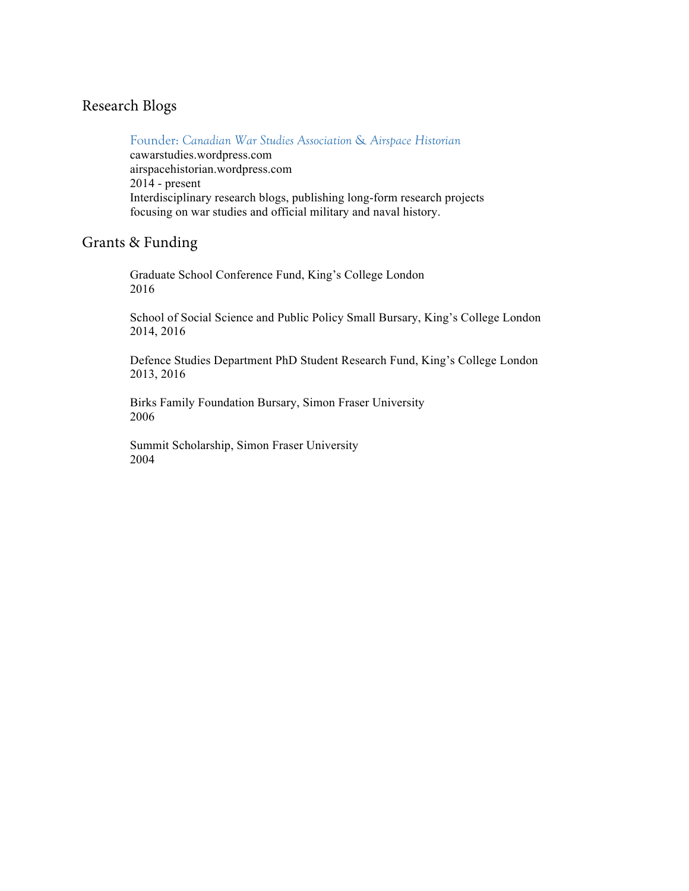## Research Blogs

Founder: *Canadian War Studies Association* & *Airspace Historian*
cawarstudies.wordpress.com
airspacehistorian.wordpress.com
2014 - present
Interdisciplinary research blogs, publishing long-form research projects focusing on war studies and official military and naval history.

## Grants & Funding

Graduate School Conference Fund, King's College London
2016

School of Social Science and Public Policy Small Bursary, King's College London
2014, 2016

Defence Studies Department PhD Student Research Fund, King's College London
2013, 2016

Birks Family Foundation Bursary, Simon Fraser University
2006

Summit Scholarship, Simon Fraser University
2004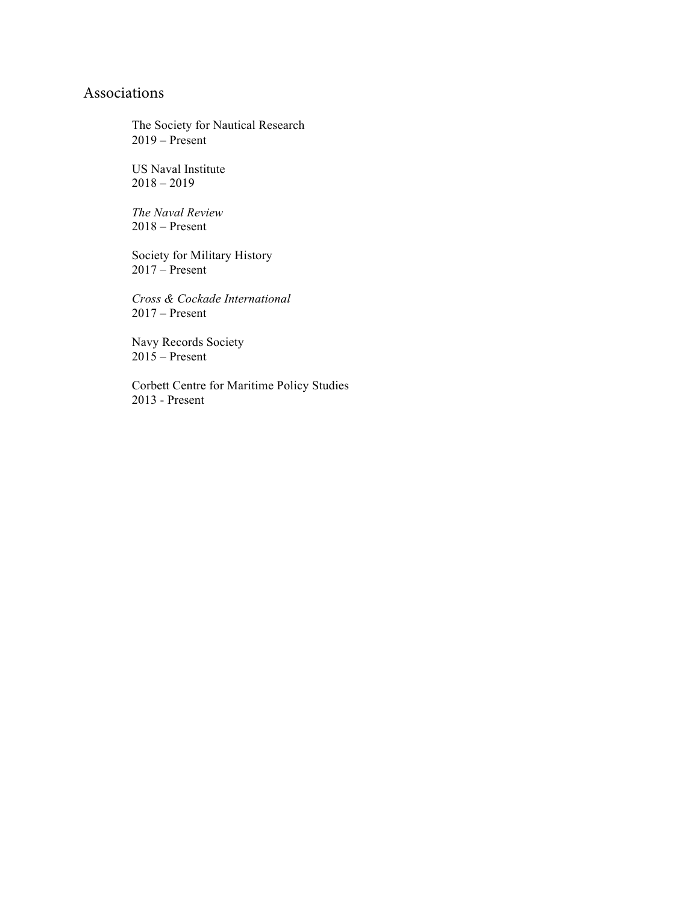## Associations

The Society for Nautical Research
2019 – Present

US Naval Institute
2018 – 2019

*The Naval Review*
2018 – Present

Society for Military History
2017 – Present

*Cross & Cockade International*
2017 – Present

Navy Records Society
2015 – Present

Corbett Centre for Maritime Policy Studies
2013 - Present